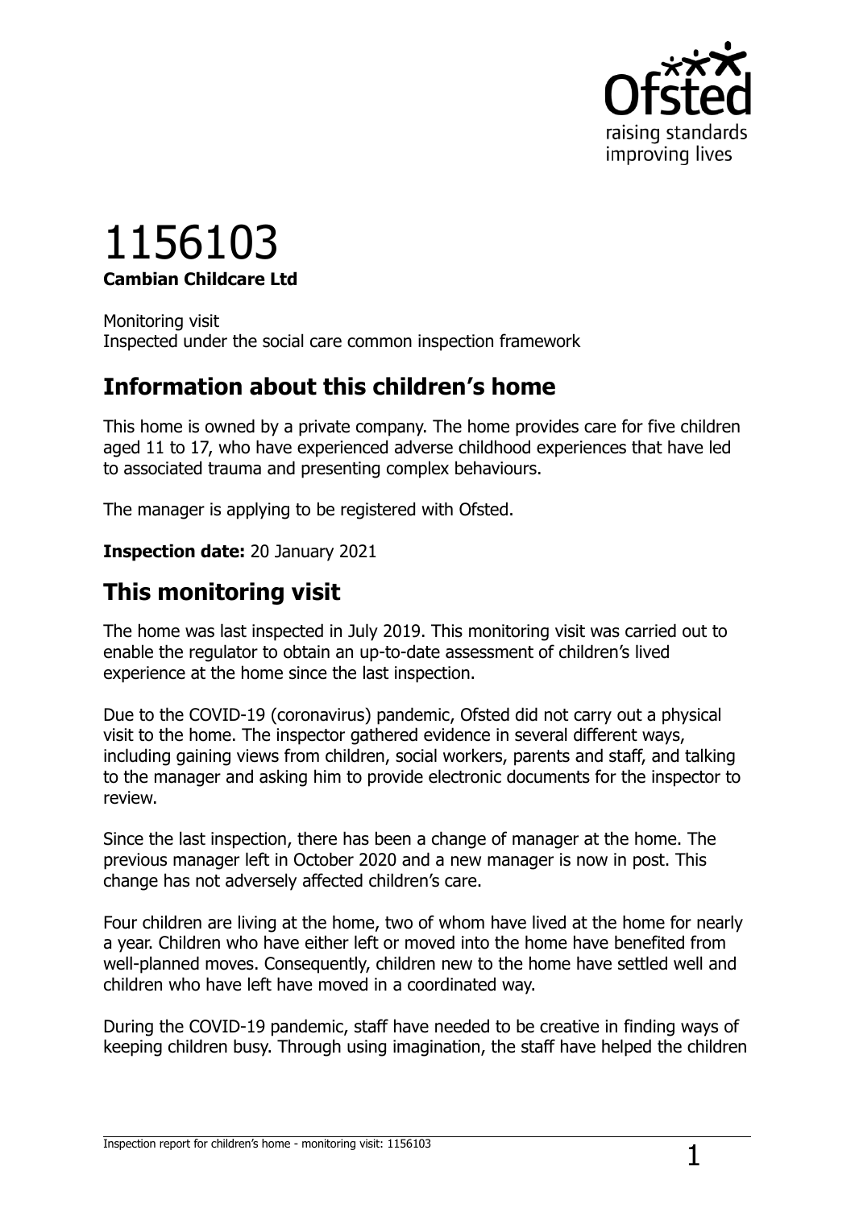# 1156103

**Cambian Childcare Ltd**

Monitoring visit
Inspected under the social care common inspection framework

## Information about this children's home

This home is owned by a private company. The home provides care for five children aged 11 to 17, who have experienced adverse childhood experiences that have led to associated trauma and presenting complex behaviours.

The manager is applying to be registered with Ofsted.

**Inspection date:** 20 January 2021

## This monitoring visit

The home was last inspected in July 2019. This monitoring visit was carried out to enable the regulator to obtain an up-to-date assessment of children's lived experience at the home since the last inspection.

Due to the COVID-19 (coronavirus) pandemic, Ofsted did not carry out a physical visit to the home. The inspector gathered evidence in several different ways, including gaining views from children, social workers, parents and staff, and talking to the manager and asking him to provide electronic documents for the inspector to review.

Since the last inspection, there has been a change of manager at the home. The previous manager left in October 2020 and a new manager is now in post. This change has not adversely affected children's care.

Four children are living at the home, two of whom have lived at the home for nearly a year. Children who have either left or moved into the home have benefited from well-planned moves. Consequently, children new to the home have settled well and children who have left have moved in a coordinated way.

During the COVID-19 pandemic, staff have needed to be creative in finding ways of keeping children busy. Through using imagination, the staff have helped the children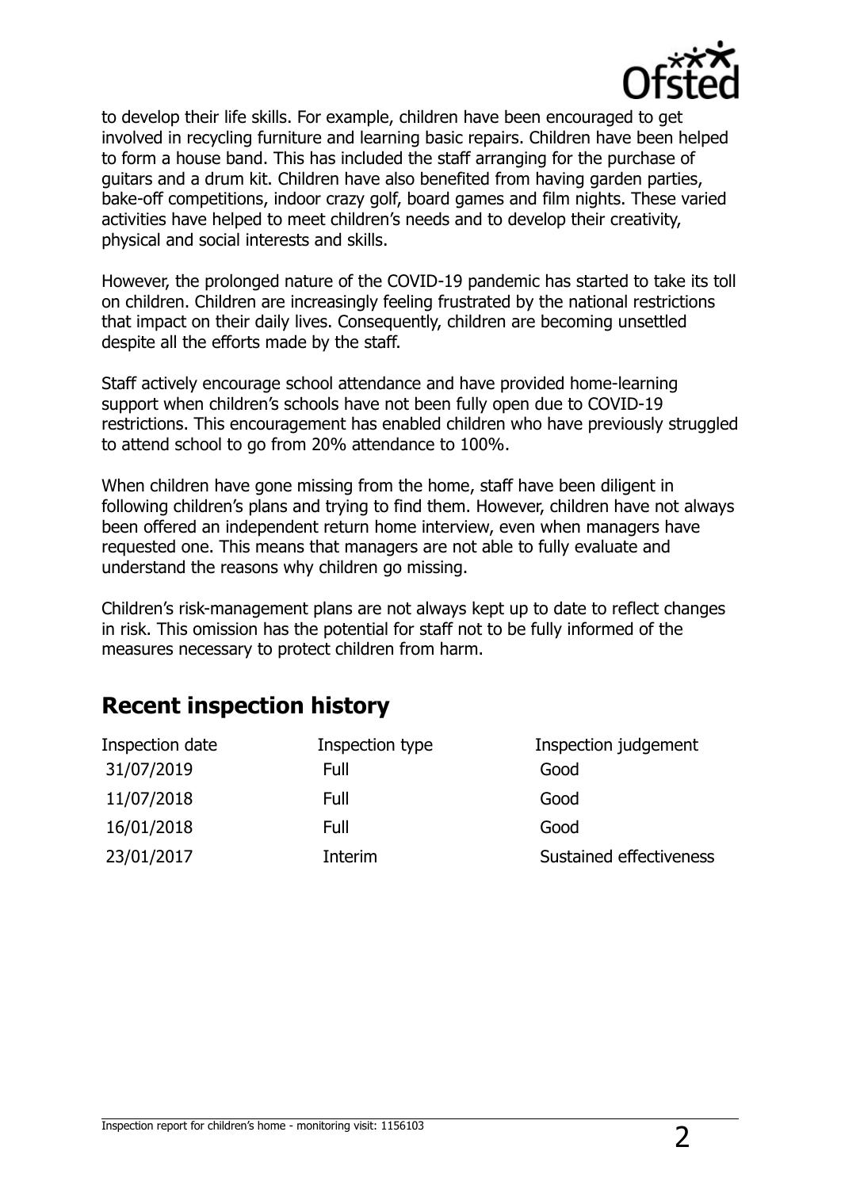to develop their life skills. For example, children have been encouraged to get involved in recycling furniture and learning basic repairs. Children have been helped to form a house band. This has included the staff arranging for the purchase of guitars and a drum kit. Children have also benefited from having garden parties, bake-off competitions, indoor crazy golf, board games and film nights. These varied activities have helped to meet children's needs and to develop their creativity, physical and social interests and skills.

However, the prolonged nature of the COVID-19 pandemic has started to take its toll on children. Children are increasingly feeling frustrated by the national restrictions that impact on their daily lives. Consequently, children are becoming unsettled despite all the efforts made by the staff.

Staff actively encourage school attendance and have provided home-learning support when children's schools have not been fully open due to COVID-19 restrictions. This encouragement has enabled children who have previously struggled to attend school to go from 20% attendance to 100%.

When children have gone missing from the home, staff have been diligent in following children's plans and trying to find them. However, children have not always been offered an independent return home interview, even when managers have requested one. This means that managers are not able to fully evaluate and understand the reasons why children go missing.

Children's risk-management plans are not always kept up to date to reflect changes in risk. This omission has the potential for staff not to be fully informed of the measures necessary to protect children from harm.

## Recent inspection history

| Inspection date | Inspection type | Inspection judgement |
| --- | --- | --- |
| 31/07/2019 | Full | Good |
| 11/07/2018 | Full | Good |
| 16/01/2018 | Full | Good |
| 23/01/2017 | Interim | Sustained effectiveness |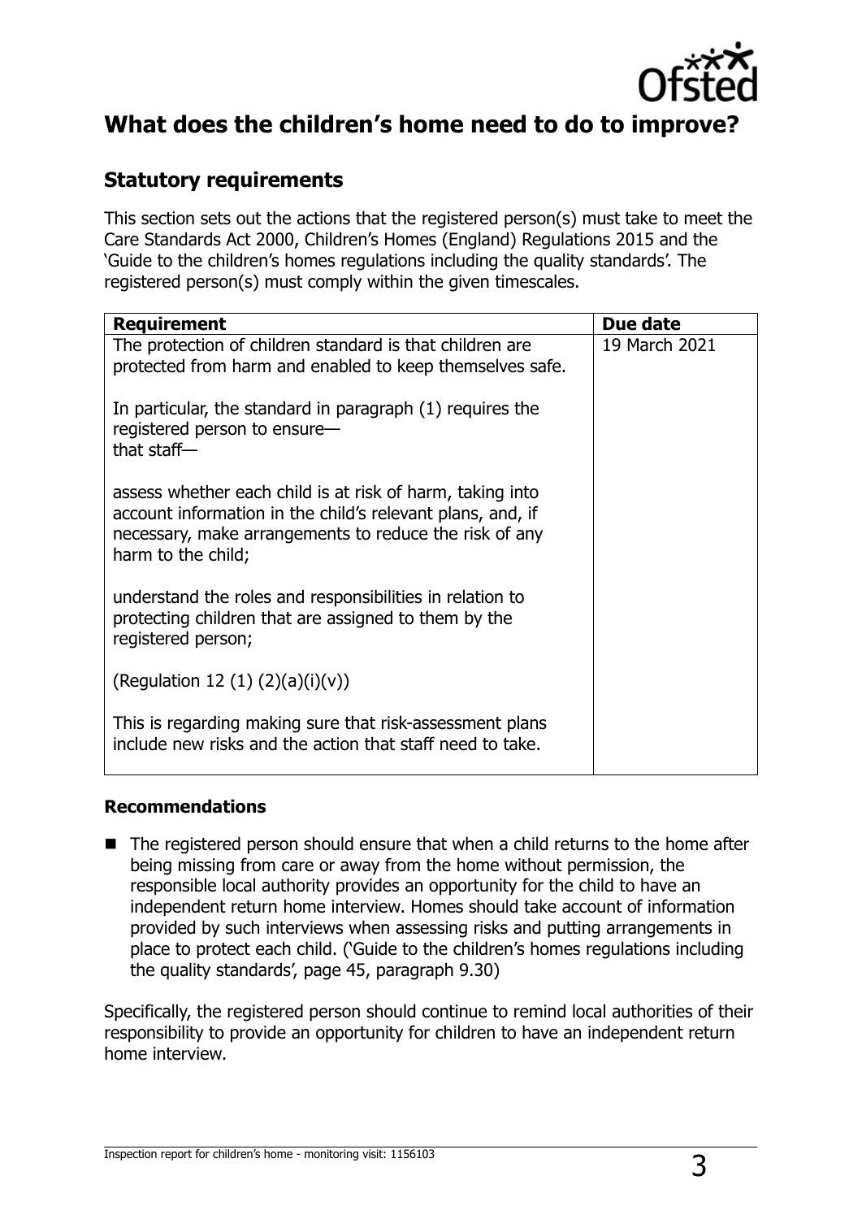## What does the children's home need to do to improve?

### Statutory requirements

This section sets out the actions that the registered person(s) must take to meet the Care Standards Act 2000, Children's Homes (England) Regulations 2015 and the 'Guide to the children's homes regulations including the quality standards'. The registered person(s) must comply within the given timescales.

| Requirement | Due date |
| --- | --- |
| The protection of children standard is that children are protected from harm and enabled to keep themselves safe.<br><br>In particular, the standard in paragraph (1) requires the registered person to ensure—<br>that staff—<br><br>assess whether each child is at risk of harm, taking into account information in the child's relevant plans, and, if necessary, make arrangements to reduce the risk of any harm to the child;<br><br>understand the roles and responsibilities in relation to protecting children that are assigned to them by the registered person;<br><br>(Regulation 12 (1) (2)(a)(i)(v))<br><br>This is regarding making sure that risk-assessment plans include new risks and the action that staff need to take. | 19 March 2021 |

#### Recommendations

- The registered person should ensure that when a child returns to the home after being missing from care or away from the home without permission, the responsible local authority provides an opportunity for the child to have an independent return home interview. Homes should take account of information provided by such interviews when assessing risks and putting arrangements in place to protect each child. ('Guide to the children's homes regulations including the quality standards', page 45, paragraph 9.30)

Specifically, the registered person should continue to remind local authorities of their responsibility to provide an opportunity for children to have an independent return home interview.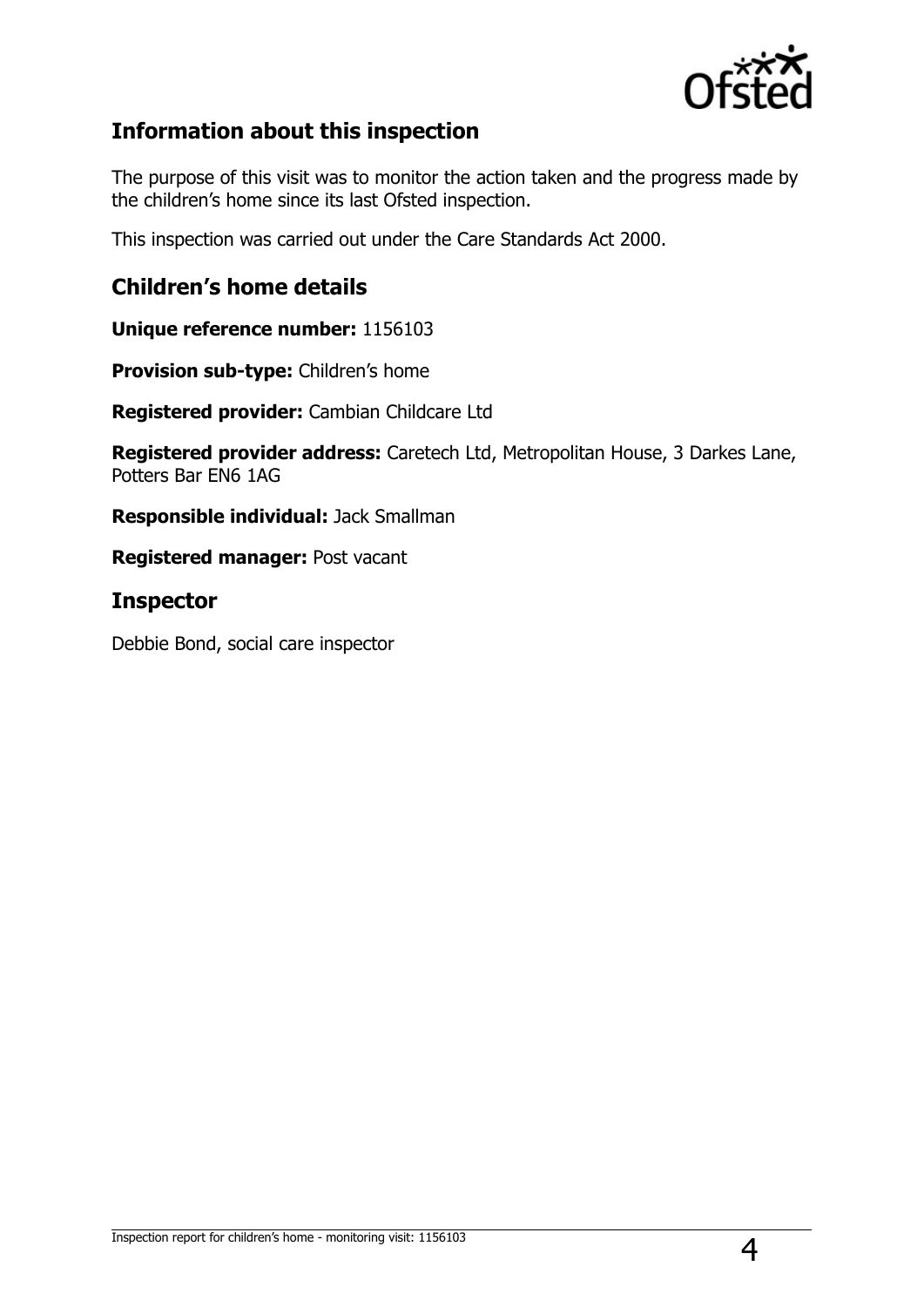## Information about this inspection

The purpose of this visit was to monitor the action taken and the progress made by the children's home since its last Ofsted inspection.

This inspection was carried out under the Care Standards Act 2000.

## Children's home details

**Unique reference number:** 1156103

**Provision sub-type:** Children's home

**Registered provider:** Cambian Childcare Ltd

**Registered provider address:** Caretech Ltd, Metropolitan House, 3 Darkes Lane, Potters Bar EN6 1AG

**Responsible individual:** Jack Smallman

**Registered manager:** Post vacant

## Inspector

Debbie Bond, social care inspector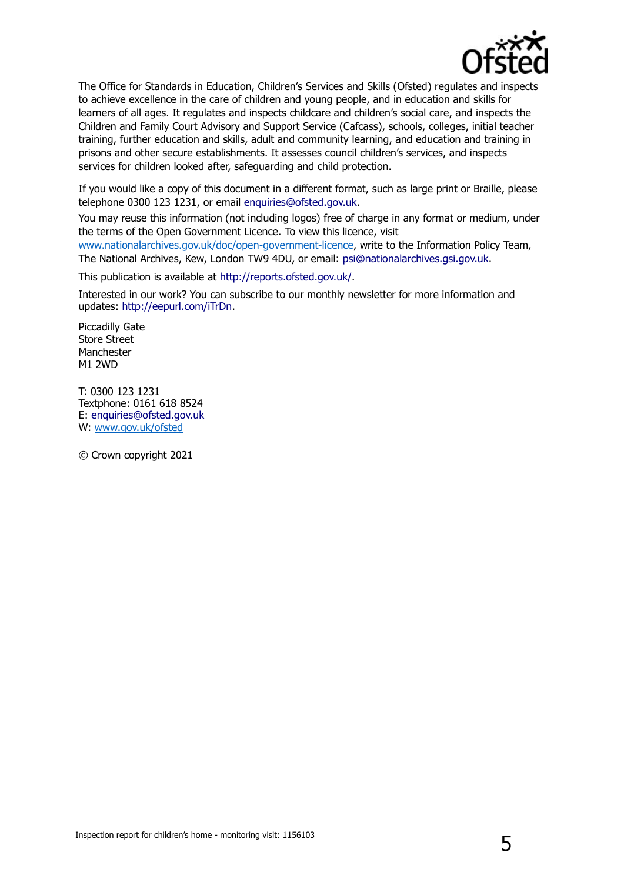The Office for Standards in Education, Children's Services and Skills (Ofsted) regulates and inspects to achieve excellence in the care of children and young people, and in education and skills for learners of all ages. It regulates and inspects childcare and children's social care, and inspects the Children and Family Court Advisory and Support Service (Cafcass), schools, colleges, initial teacher training, further education and skills, adult and community learning, and education and training in prisons and other secure establishments. It assesses council children's services, and inspects services for children looked after, safeguarding and child protection.

If you would like a copy of this document in a different format, such as large print or Braille, please telephone 0300 123 1231, or email enquiries@ofsted.gov.uk.

You may reuse this information (not including logos) free of charge in any format or medium, under the terms of the Open Government Licence. To view this licence, visit www.nationalarchives.gov.uk/doc/open-government-licence, write to the Information Policy Team, The National Archives, Kew, London TW9 4DU, or email: psi@nationalarchives.gsi.gov.uk.

This publication is available at http://reports.ofsted.gov.uk/.

Interested in our work? You can subscribe to our monthly newsletter for more information and updates: http://eepurl.com/iTrDn.

Piccadilly Gate
Store Street
Manchester
M1 2WD

T: 0300 123 1231
Textphone: 0161 618 8524
E: enquiries@ofsted.gov.uk
W: www.gov.uk/ofsted

© Crown copyright 2021